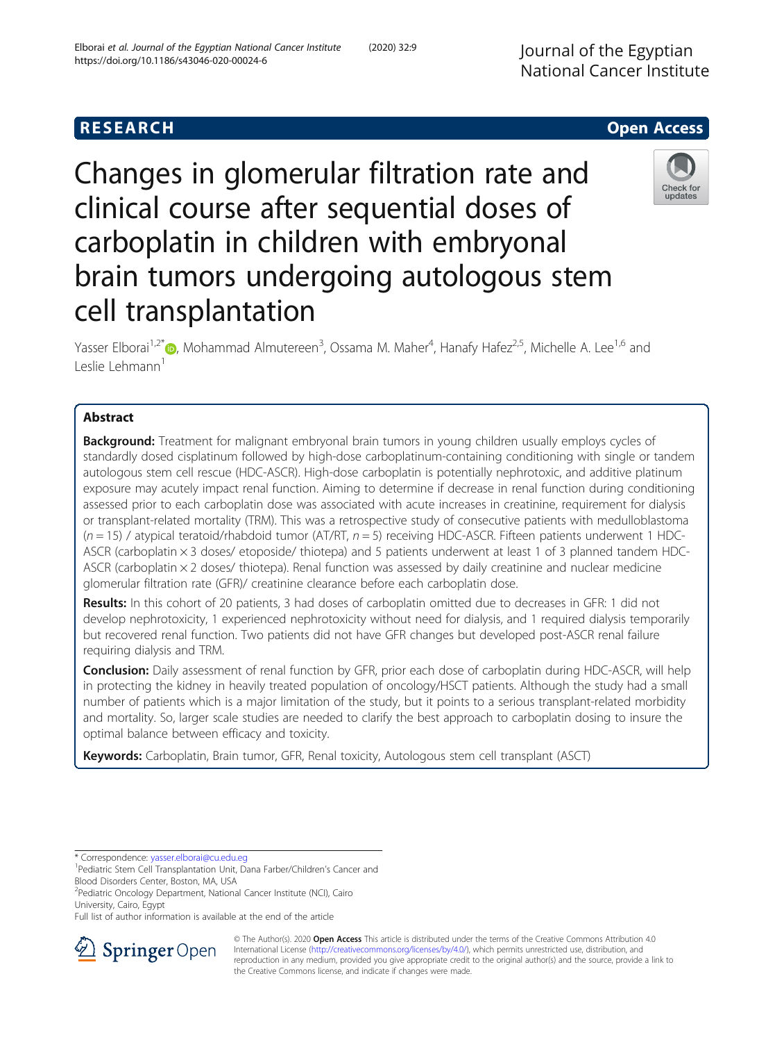RESEARCH Open Access

# Changes in glomerular filtration rate and clinical course after sequential doses of carboplatin in children with embryonal brain tumors undergoing autologous stem cell transplantation

Yasser Elborai[1,2*], Mohammad Almutereen[3], Ossama M. Maher[4], Hanafy Hafez[2,5], Michelle A. Lee[1,6] and Leslie Lehmann[1]

## Abstract

**Background:** Treatment for malignant embryonal brain tumors in young children usually employs cycles of standardly dosed cisplatinum followed by high-dose carboplatinum-containing conditioning with single or tandem autologous stem cell rescue (HDC-ASCR). High-dose carboplatin is potentially nephrotoxic, and additive platinum exposure may acutely impact renal function. Aiming to determine if decrease in renal function during conditioning assessed prior to each carboplatin dose was associated with acute increases in creatinine, requirement for dialysis or transplant-related mortality (TRM). This was a retrospective study of consecutive patients with medulloblastoma ($n = 15$) / atypical teratoid/rhabdoid tumor (AT/RT, $n = 5$) receiving HDC-ASCR. Fifteen patients underwent 1 HDC-ASCR (carboplatin × 3 doses/ etoposide/ thiotepa) and 5 patients underwent at least 1 of 3 planned tandem HDC-ASCR (carboplatin × 2 doses/ thiotepa). Renal function was assessed by daily creatinine and nuclear medicine glomerular filtration rate (GFR)/ creatinine clearance before each carboplatin dose.

**Results:** In this cohort of 20 patients, 3 had doses of carboplatin omitted due to decreases in GFR: 1 did not develop nephrotoxicity, 1 experienced nephrotoxicity without need for dialysis, and 1 required dialysis temporarily but recovered renal function. Two patients did not have GFR changes but developed post-ASCR renal failure requiring dialysis and TRM.

**Conclusion:** Daily assessment of renal function by GFR, prior each dose of carboplatin during HDC-ASCR, will help in protecting the kidney in heavily treated population of oncology/HSCT patients. Although the study had a small number of patients which is a major limitation of the study, but it points to a serious transplant-related morbidity and mortality. So, larger scale studies are needed to clarify the best approach to carboplatin dosing to insure the optimal balance between efficacy and toxicity.

**Keywords:** Carboplatin, Brain tumor, GFR, Renal toxicity, Autologous stem cell transplant (ASCT)

---

* Correspondence: yasser.elborai@cu.edu.eg
[1] Pediatric Stem Cell Transplantation Unit, Dana Farber/Children's Cancer and Blood Disorders Center, Boston, MA, USA
[2] Pediatric Oncology Department, National Cancer Institute (NCI), Cairo University, Cairo, Egypt
Full list of author information is available at the end of the article

© The Author(s). 2020 **Open Access** This article is distributed under the terms of the Creative Commons Attribution 4.0 International License (http://creativecommons.org/licenses/by/4.0/), which permits unrestricted use, distribution, and reproduction in any medium, provided you give appropriate credit to the original author(s) and the source, provide a link to the Creative Commons license, and indicate if changes were made.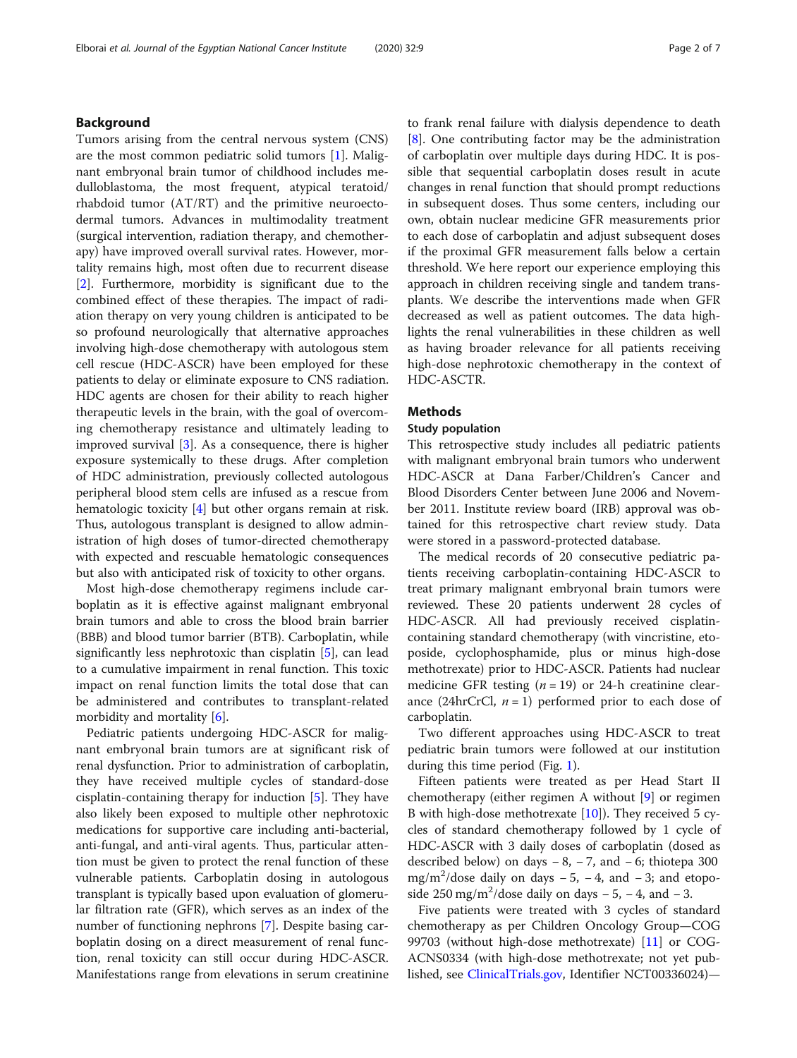## Background

Tumors arising from the central nervous system (CNS) are the most common pediatric solid tumors [1]. Malignant embryonal brain tumor of childhood includes medulloblastoma, the most frequent, atypical teratoid/rhabdoid tumor (AT/RT) and the primitive neuroectodermal tumors. Advances in multimodality treatment (surgical intervention, radiation therapy, and chemotherapy) have improved overall survival rates. However, mortality remains high, most often due to recurrent disease [2]. Furthermore, morbidity is significant due to the combined effect of these therapies. The impact of radiation therapy on very young children is anticipated to be so profound neurologically that alternative approaches involving high-dose chemotherapy with autologous stem cell rescue (HDC-ASCR) have been employed for these patients to delay or eliminate exposure to CNS radiation. HDC agents are chosen for their ability to reach higher therapeutic levels in the brain, with the goal of overcoming chemotherapy resistance and ultimately leading to improved survival [3]. As a consequence, there is higher exposure systemically to these drugs. After completion of HDC administration, previously collected autologous peripheral blood stem cells are infused as a rescue from hematologic toxicity [4] but other organs remain at risk. Thus, autologous transplant is designed to allow administration of high doses of tumor-directed chemotherapy with expected and rescuable hematologic consequences but also with anticipated risk of toxicity to other organs.

Most high-dose chemotherapy regimens include carboplatin as it is effective against malignant embryonal brain tumors and able to cross the blood brain barrier (BBB) and blood tumor barrier (BTB). Carboplatin, while significantly less nephrotoxic than cisplatin [5], can lead to a cumulative impairment in renal function. This toxic impact on renal function limits the total dose that can be administered and contributes to transplant-related morbidity and mortality [6].

Pediatric patients undergoing HDC-ASCR for malignant embryonal brain tumors are at significant risk of renal dysfunction. Prior to administration of carboplatin, they have received multiple cycles of standard-dose cisplatin-containing therapy for induction [5]. They have also likely been exposed to multiple other nephrotoxic medications for supportive care including anti-bacterial, anti-fungal, and anti-viral agents. Thus, particular attention must be given to protect the renal function of these vulnerable patients. Carboplatin dosing in autologous transplant is typically based upon evaluation of glomerular filtration rate (GFR), which serves as an index of the number of functioning nephrons [7]. Despite basing carboplatin dosing on a direct measurement of renal function, renal toxicity can still occur during HDC-ASCR. Manifestations range from elevations in serum creatinine to frank renal failure with dialysis dependence to death [8]. One contributing factor may be the administration of carboplatin over multiple days during HDC. It is possible that sequential carboplatin doses result in acute changes in renal function that should prompt reductions in subsequent doses. Thus some centers, including our own, obtain nuclear medicine GFR measurements prior to each dose of carboplatin and adjust subsequent doses if the proximal GFR measurement falls below a certain threshold. We here report our experience employing this approach in children receiving single and tandem transplants. We describe the interventions made when GFR decreased as well as patient outcomes. The data highlights the renal vulnerabilities in these children as well as having broader relevance for all patients receiving high-dose nephrotoxic chemotherapy in the context of HDC-ASCTR.

## Methods

### Study population

This retrospective study includes all pediatric patients with malignant embryonal brain tumors who underwent HDC-ASCR at Dana Farber/Children's Cancer and Blood Disorders Center between June 2006 and November 2011. Institute review board (IRB) approval was obtained for this retrospective chart review study. Data were stored in a password-protected database.

The medical records of 20 consecutive pediatric patients receiving carboplatin-containing HDC-ASCR to treat primary malignant embryonal brain tumors were reviewed. These 20 patients underwent 28 cycles of HDC-ASCR. All had previously received cisplatin-containing standard chemotherapy (with vincristine, etoposide, cyclophosphamide, plus or minus high-dose methotrexate) prior to HDC-ASCR. Patients had nuclear medicine GFR testing ($n = 19$) or 24-h creatinine clearance (24hrCrCl, $n = 1$) performed prior to each dose of carboplatin.

Two different approaches using HDC-ASCR to treat pediatric brain tumors were followed at our institution during this time period (Fig. 1).

Fifteen patients were treated as per Head Start II chemotherapy (either regimen A without [9] or regimen B with high-dose methotrexate [10]). They received 5 cycles of standard chemotherapy followed by 1 cycle of HDC-ASCR with 3 daily doses of carboplatin (dosed as described below) on days − 8, − 7, and − 6; thiotepa 300 mg/m$^2$/dose daily on days − 5, − 4, and − 3; and etoposide 250 mg/m$^2$/dose daily on days − 5, − 4, and − 3.

Five patients were treated with 3 cycles of standard chemotherapy as per Children Oncology Group—COG 99703 (without high-dose methotrexate) [11] or COG-ACNS0334 (with high-dose methotrexate; not yet published, see ClinicalTrials.gov, Identifier NCT00336024)—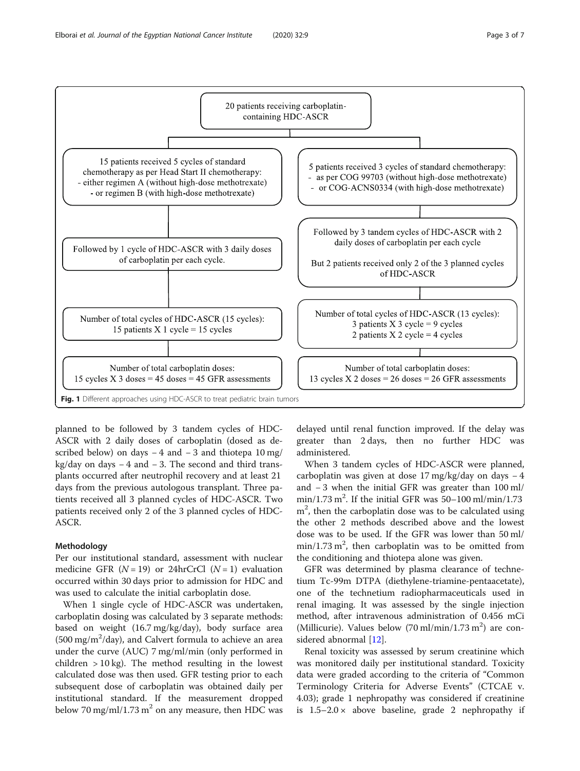20 patients receiving carboplatin-containing HDC-ASCR

15 patients received 5 cycles of standard chemotherapy as per Head Start II chemotherapy:
- either regimen A (without high-dose methotrexate)
- or regimen B (with high-dose methotrexate)

Followed by 1 cycle of HDC-ASCR with 3 daily doses of carboplatin per each cycle.

Number of total cycles of HDC-ASCR (15 cycles):
15 patients X 1 cycle = 15 cycles

Number of total carboplatin doses:
15 cycles X 3 doses = 45 doses = 45 GFR assessments

5 patients received 3 cycles of standard chemotherapy:
- as per COG 99703 (without high-dose methotrexate)
- or COG-ACNS0334 (with high-dose methotrexate)

Followed by 3 tandem cycles of HDC-ASCR with 2 daily doses of carboplatin per each cycle

But 2 patients received only 2 of the 3 planned cycles of HDC-ASCR

Number of total cycles of HDC-ASCR (13 cycles):
3 patients X 3 cycle = 9 cycles
2 patients X 2 cycle = 4 cycles

Number of total carboplatin doses:
13 cycles X 2 doses = 26 doses = 26 GFR assessments

**Fig. 1** Different approaches using HDC-ASCR to treat pediatric brain tumors

planned to be followed by 3 tandem cycles of HDC-ASCR with 2 daily doses of carboplatin (dosed as described below) on days − 4 and − 3 and thiotepa 10 mg/kg/day on days − 4 and − 3. The second and third transplants occurred after neutrophil recovery and at least 21 days from the previous autologous transplant. Three patients received all 3 planned cycles of HDC-ASCR. Two patients received only 2 of the 3 planned cycles of HDC-ASCR.

## Methodology

Per our institutional standard, assessment with nuclear medicine GFR ($N = 19$) or 24hrCrCl ($N = 1$) evaluation occurred within 30 days prior to admission for HDC and was used to calculate the initial carboplatin dose.

When 1 single cycle of HDC-ASCR was undertaken, carboplatin dosing was calculated by 3 separate methods: based on weight (16.7 mg/kg/day), body surface area (500 mg/m$^2$/day), and Calvert formula to achieve an area under the curve (AUC) 7 mg/ml/min (only performed in children > 10 kg). The method resulting in the lowest calculated dose was then used. GFR testing prior to each subsequent dose of carboplatin was obtained daily per institutional standard. If the measurement dropped below 70 mg/ml/1.73 m$^2$ on any measure, then HDC was delayed until renal function improved. If the delay was greater than 2 days, then no further HDC was administered.

When 3 tandem cycles of HDC-ASCR were planned, carboplatin was given at dose 17 mg/kg/day on days − 4 and − 3 when the initial GFR was greater than 100 ml/min/1.73 m$^2$. If the initial GFR was 50–100 ml/min/1.73 m$^2$, then the carboplatin dose was to be calculated using the other 2 methods described above and the lowest dose was to be used. If the GFR was lower than 50 ml/min/1.73 m$^2$, then carboplatin was to be omitted from the conditioning and thiotepa alone was given.

GFR was determined by plasma clearance of technetium Tc-99m DTPA (diethylene-triamine-pentaacetate), one of the technetium radiopharmaceuticals used in renal imaging. It was assessed by the single injection method, after intravenous administration of 0.456 mCi (Millicurie). Values below (70 ml/min/1.73 m$^2$) are considered abnormal [12].

Renal toxicity was assessed by serum creatinine which was monitored daily per institutional standard. Toxicity data were graded according to the criteria of "Common Terminology Criteria for Adverse Events" (CTCAE v. 4.03); grade 1 nephropathy was considered if creatinine is 1.5–2.0 × above baseline, grade 2 nephropathy if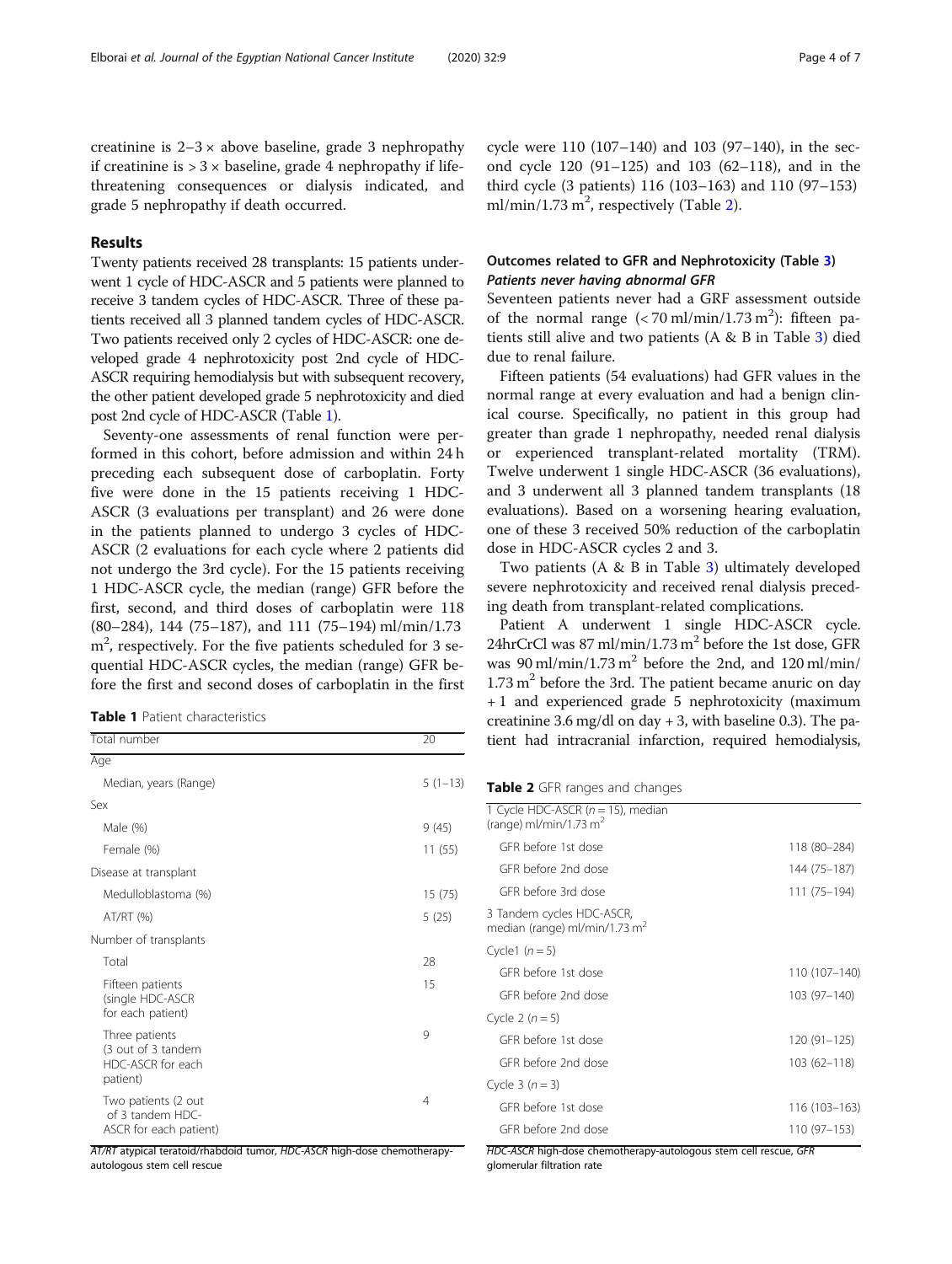creatinine is 2–3 × above baseline, grade 3 nephropathy if creatinine is > 3 × baseline, grade 4 nephropathy if life-threatening consequences or dialysis indicated, and grade 5 nephropathy if death occurred.

## Results

Twenty patients received 28 transplants: 15 patients underwent 1 cycle of HDC-ASCR and 5 patients were planned to receive 3 tandem cycles of HDC-ASCR. Three of these patients received all 3 planned tandem cycles of HDC-ASCR. Two patients received only 2 cycles of HDC-ASCR: one developed grade 4 nephrotoxicity post 2nd cycle of HDC-ASCR requiring hemodialysis but with subsequent recovery, the other patient developed grade 5 nephrotoxicity and died post 2nd cycle of HDC-ASCR (Table 1).

Seventy-one assessments of renal function were performed in this cohort, before admission and within 24 h preceding each subsequent dose of carboplatin. Forty five were done in the 15 patients receiving 1 HDC-ASCR (3 evaluations per transplant) and 26 were done in the patients planned to undergo 3 cycles of HDC-ASCR (2 evaluations for each cycle where 2 patients did not undergo the 3rd cycle). For the 15 patients receiving 1 HDC-ASCR cycle, the median (range) GFR before the first, second, and third doses of carboplatin were 118 (80–284), 144 (75–187), and 111 (75–194) ml/min/1.73 $m^2$, respectively. For the five patients scheduled for 3 sequential HDC-ASCR cycles, the median (range) GFR before the first and second doses of carboplatin in the first cycle were 110 (107–140) and 103 (97–140), in the second cycle 120 (91–125) and 103 (62–118), and in the third cycle (3 patients) 116 (103–163) and 110 (97–153) ml/min/1.73 $m^2$, respectively (Table 2).

**Table 1** Patient characteristics

| | |
|---|---|
| Total number | 20 |
| Age | |
| Median, years (Range) | 5 (1–13) |
| Sex | |
| Male (%) | 9 (45) |
| Female (%) | 11 (55) |
| Disease at transplant | |
| Medulloblastoma (%) | 15 (75) |
| AT/RT (%) | 5 (25) |
| Number of transplants | |
| Total | 28 |
| Fifteen patients (single HDC-ASCR for each patient) | 15 |
| Three patients (3 out of 3 tandem HDC-ASCR for each patient) | 9 |
| Two patients (2 out of 3 tandem HDC-ASCR for each patient) | 4 |

*AT/RT* atypical teratoid/rhabdoid tumor, *HDC-ASCR* high-dose chemotherapy-autologous stem cell rescue

### Outcomes related to GFR and Nephrotoxicity (Table 3)

#### *Patients never having abnormal GFR*

Seventeen patients never had a GRF assessment outside of the normal range (< 70 ml/min/1.73 $m^2$): fifteen patients still alive and two patients (A & B in Table 3) died due to renal failure.

Fifteen patients (54 evaluations) had GFR values in the normal range at every evaluation and had a benign clinical course. Specifically, no patient in this group had greater than grade 1 nephropathy, needed renal dialysis or experienced transplant-related mortality (TRM). Twelve underwent 1 single HDC-ASCR (36 evaluations), and 3 underwent all 3 planned tandem transplants (18 evaluations). Based on a worsening hearing evaluation, one of these 3 received 50% reduction of the carboplatin dose in HDC-ASCR cycles 2 and 3.

Two patients (A & B in Table 3) ultimately developed severe nephrotoxicity and received renal dialysis preceding death from transplant-related complications.

Patient A underwent 1 single HDC-ASCR cycle. 24hrCrCl was 87 ml/min/1.73 $m^2$ before the 1st dose, GFR was 90 ml/min/1.73 $m^2$ before the 2nd, and 120 ml/min/1.73 $m^2$ before the 3rd. The patient became anuric on day + 1 and experienced grade 5 nephrotoxicity (maximum creatinine 3.6 mg/dl on day + 3, with baseline 0.3). The patient had intracranial infarction, required hemodialysis,

**Table 2** GFR ranges and changes

| | |
|---|---|
| 1 Cycle HDC-ASCR ($n = 15$), median (range) ml/min/1.73 $m^2$ | |
| GFR before 1st dose | 118 (80–284) |
| GFR before 2nd dose | 144 (75–187) |
| GFR before 3rd dose | 111 (75–194) |
| 3 Tandem cycles HDC-ASCR, median (range) ml/min/1.73 $m^2$ | |
| Cycle1 ($n = 5$) | |
| GFR before 1st dose | 110 (107–140) |
| GFR before 2nd dose | 103 (97–140) |
| Cycle 2 ($n = 5$) | |
| GFR before 1st dose | 120 (91–125) |
| GFR before 2nd dose | 103 (62–118) |
| Cycle 3 ($n = 3$) | |
| GFR before 1st dose | 116 (103–163) |
| GFR before 2nd dose | 110 (97–153) |

*HDC-ASCR* high-dose chemotherapy-autologous stem cell rescue, *GFR* glomerular filtration rate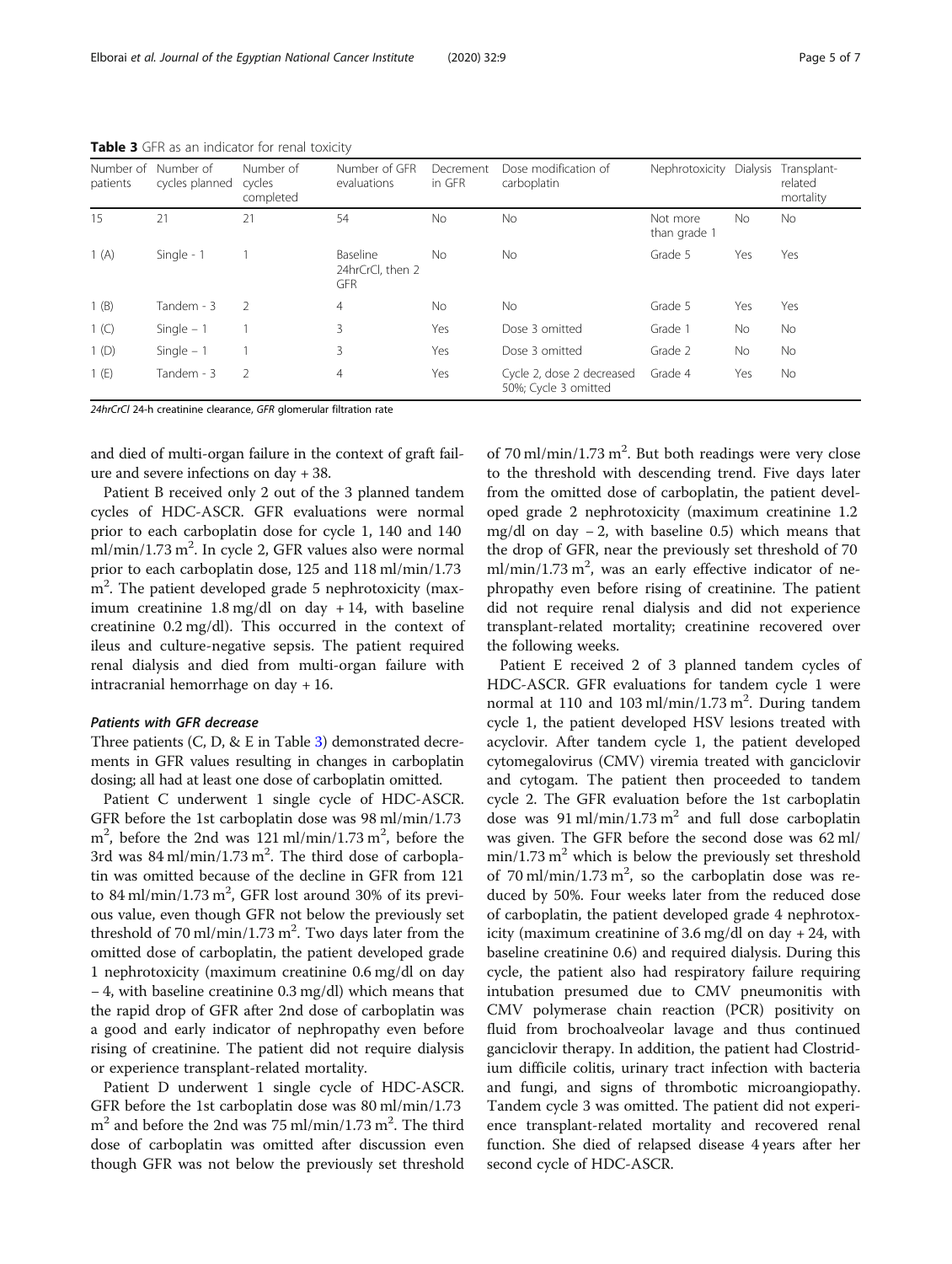**Table 3** GFR as an indicator for renal toxicity

| Number of patients | Number of cycles planned | Number of cycles completed | Number of GFR evaluations | Decrement in GFR | Dose modification of carboplatin | Nephrotoxicity | Dialysis | Transplant-related mortality |
|---|---|---|---|---|---|---|---|---|
| 15 | 21 | 21 | 54 | No | No | Not more than grade 1 | No | No |
| 1 (A) | Single - 1 | 1 | Baseline 24hrCrCl, then 2 GFR | No | No | Grade 5 | Yes | Yes |
| 1 (B) | Tandem - 3 | 2 | 4 | No | No | Grade 5 | Yes | Yes |
| 1 (C) | Single – 1 | 1 | 3 | Yes | Dose 3 omitted | Grade 1 | No | No |
| 1 (D) | Single – 1 | 1 | 3 | Yes | Dose 3 omitted | Grade 2 | No | No |
| 1 (E) | Tandem - 3 | 2 | 4 | Yes | Cycle 2, dose 2 decreased 50%; Cycle 3 omitted | Grade 4 | Yes | No |

*24hrCrCl* 24-h creatinine clearance, *GFR* glomerular filtration rate

and died of multi-organ failure in the context of graft failure and severe infections on day + 38.

Patient B received only 2 out of the 3 planned tandem cycles of HDC-ASCR. GFR evaluations were normal prior to each carboplatin dose for cycle 1, 140 and 140 ml/min/1.73 $m^2$. In cycle 2, GFR values also were normal prior to each carboplatin dose, 125 and 118 ml/min/1.73 $m^2$. The patient developed grade 5 nephrotoxicity (maximum creatinine 1.8 mg/dl on day + 14, with baseline creatinine 0.2 mg/dl). This occurred in the context of ileus and culture-negative sepsis. The patient required renal dialysis and died from multi-organ failure with intracranial hemorrhage on day + 16.

#### Patients with GFR decrease

Three patients (C, D, & E in Table 3) demonstrated decrements in GFR values resulting in changes in carboplatin dosing; all had at least one dose of carboplatin omitted.

Patient C underwent 1 single cycle of HDC-ASCR. GFR before the 1st carboplatin dose was 98 ml/min/1.73 $m^2$, before the 2nd was 121 ml/min/1.73 $m^2$, before the 3rd was 84 ml/min/1.73 $m^2$. The third dose of carboplatin was omitted because of the decline in GFR from 121 to 84 ml/min/1.73 $m^2$, GFR lost around 30% of its previous value, even though GFR not below the previously set threshold of 70 ml/min/1.73 $m^2$. Two days later from the omitted dose of carboplatin, the patient developed grade 1 nephrotoxicity (maximum creatinine 0.6 mg/dl on day − 4, with baseline creatinine 0.3 mg/dl) which means that the rapid drop of GFR after 2nd dose of carboplatin was a good and early indicator of nephropathy even before rising of creatinine. The patient did not require dialysis or experience transplant-related mortality.

Patient D underwent 1 single cycle of HDC-ASCR. GFR before the 1st carboplatin dose was 80 ml/min/1.73 $m^2$ and before the 2nd was 75 ml/min/1.73 $m^2$. The third dose of carboplatin was omitted after discussion even though GFR was not below the previously set threshold of 70 ml/min/1.73 $m^2$. But both readings were very close to the threshold with descending trend. Five days later from the omitted dose of carboplatin, the patient developed grade 2 nephrotoxicity (maximum creatinine 1.2 mg/dl on day − 2, with baseline 0.5) which means that the drop of GFR, near the previously set threshold of 70 ml/min/1.73 $m^2$, was an early effective indicator of nephropathy even before rising of creatinine. The patient did not require renal dialysis and did not experience transplant-related mortality; creatinine recovered over the following weeks.

Patient E received 2 of 3 planned tandem cycles of HDC-ASCR. GFR evaluations for tandem cycle 1 were normal at 110 and 103 ml/min/1.73 $m^2$. During tandem cycle 1, the patient developed HSV lesions treated with acyclovir. After tandem cycle 1, the patient developed cytomegalovirus (CMV) viremia treated with ganciclovir and cytogam. The patient then proceeded to tandem cycle 2. The GFR evaluation before the 1st carboplatin dose was 91 ml/min/1.73 $m^2$ and full dose carboplatin was given. The GFR before the second dose was 62 ml/min/1.73 $m^2$ which is below the previously set threshold of 70 ml/min/1.73 $m^2$, so the carboplatin dose was reduced by 50%. Four weeks later from the reduced dose of carboplatin, the patient developed grade 4 nephrotoxicity (maximum creatinine of 3.6 mg/dl on day + 24, with baseline creatinine 0.6) and required dialysis. During this cycle, the patient also had respiratory failure requiring intubation presumed due to CMV pneumonitis with CMV polymerase chain reaction (PCR) positivity on fluid from brochoalveolar lavage and thus continued ganciclovir therapy. In addition, the patient had Clostridium difficile colitis, urinary tract infection with bacteria and fungi, and signs of thrombotic microangiopathy. Tandem cycle 3 was omitted. The patient did not experience transplant-related mortality and recovered renal function. She died of relapsed disease 4 years after her second cycle of HDC-ASCR.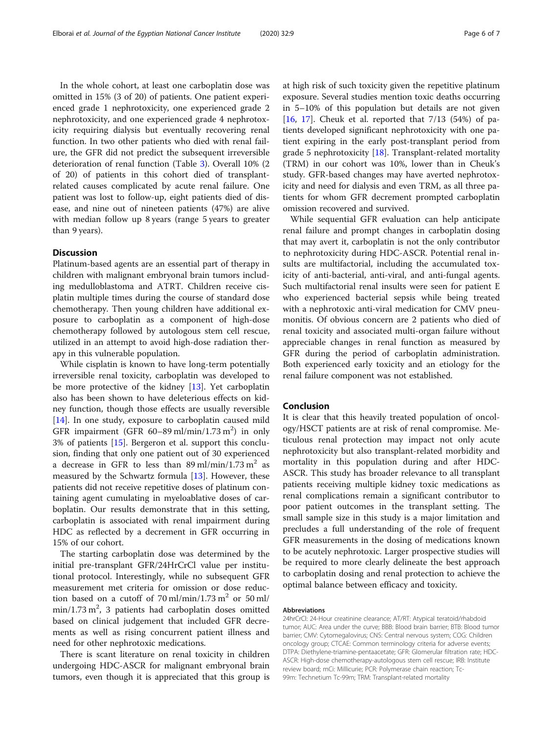In the whole cohort, at least one carboplatin dose was omitted in 15% (3 of 20) of patients. One patient experienced grade 1 nephrotoxicity, one experienced grade 2 nephrotoxicity, and one experienced grade 4 nephrotoxicity requiring dialysis but eventually recovering renal function. In two other patients who died with renal failure, the GFR did not predict the subsequent irreversible deterioration of renal function (Table 3). Overall 10% (2 of 20) of patients in this cohort died of transplant-related causes complicated by acute renal failure. One patient was lost to follow-up, eight patients died of disease, and nine out of nineteen patients (47%) are alive with median follow up 8 years (range 5 years to greater than 9 years).

## Discussion

Platinum-based agents are an essential part of therapy in children with malignant embryonal brain tumors including medulloblastoma and ATRT. Children receive cisplatin multiple times during the course of standard dose chemotherapy. Then young children have additional exposure to carboplatin as a component of high-dose chemotherapy followed by autologous stem cell rescue, utilized in an attempt to avoid high-dose radiation therapy in this vulnerable population.

While cisplatin is known to have long-term potentially irreversible renal toxicity, carboplatin was developed to be more protective of the kidney [13]. Yet carboplatin also has been shown to have deleterious effects on kidney function, though those effects are usually reversible [14]. In one study, exposure to carboplatin caused mild GFR impairment (GFR 60–89 ml/min/1.73 $m^2$) in only 3% of patients [15]. Bergeron et al. support this conclusion, finding that only one patient out of 30 experienced a decrease in GFR to less than 89 ml/min/1.73 $m^2$ as measured by the Schwartz formula [13]. However, these patients did not receive repetitive doses of platinum containing agent cumulating in myeloablative doses of carboplatin. Our results demonstrate that in this setting, carboplatin is associated with renal impairment during HDC as reflected by a decrement in GFR occurring in 15% of our cohort.

The starting carboplatin dose was determined by the initial pre-transplant GFR/24HrCrCl value per institutional protocol. Interestingly, while no subsequent GFR measurement met criteria for omission or dose reduction based on a cutoff of 70 ml/min/1.73 $m^2$ or 50 ml/min/1.73 $m^2$, 3 patients had carboplatin doses omitted based on clinical judgement that included GFR decrements as well as rising concurrent patient illness and need for other nephrotoxic medications.

There is scant literature on renal toxicity in children undergoing HDC-ASCR for malignant embryonal brain tumors, even though it is appreciated that this group is at high risk of such toxicity given the repetitive platinum exposure. Several studies mention toxic deaths occurring in 5–10% of this population but details are not given [16, 17]. Cheuk et al. reported that 7/13 (54%) of patients developed significant nephrotoxicity with one patient expiring in the early post-transplant period from grade 5 nephrotoxicity [18]. Transplant-related mortality (TRM) in our cohort was 10%, lower than in Cheuk's study. GFR-based changes may have averted nephrotoxicity and need for dialysis and even TRM, as all three patients for whom GFR decrement prompted carboplatin omission recovered and survived.

While sequential GFR evaluation can help anticipate renal failure and prompt changes in carboplatin dosing that may avert it, carboplatin is not the only contributor to nephrotoxicity during HDC-ASCR. Potential renal insults are multifactorial, including the accumulated toxicity of anti-bacterial, anti-viral, and anti-fungal agents. Such multifactorial renal insults were seen for patient E who experienced bacterial sepsis while being treated with a nephrotoxic anti-viral medication for CMV pneumonitis. Of obvious concern are 2 patients who died of renal toxicity and associated multi-organ failure without appreciable changes in renal function as measured by GFR during the period of carboplatin administration. Both experienced early toxicity and an etiology for the renal failure component was not established.

## Conclusion

It is clear that this heavily treated population of oncology/HSCT patients are at risk of renal compromise. Meticulous renal protection may impact not only acute nephrotoxicity but also transplant-related morbidity and mortality in this population during and after HDC-ASCR. This study has broader relevance to all transplant patients receiving multiple kidney toxic medications as renal complications remain a significant contributor to poor patient outcomes in the transplant setting. The small sample size in this study is a major limitation and precludes a full understanding of the role of frequent GFR measurements in the dosing of medications known to be acutely nephrotoxic. Larger prospective studies will be required to more clearly delineate the best approach to carboplatin dosing and renal protection to achieve the optimal balance between efficacy and toxicity.

#### Abbreviations

24hrCrCl: 24-Hour creatinine clearance; AT/RT: Atypical teratoid/rhabdoid tumor; AUC: Area under the curve; BBB: Blood brain barrier; BTB: Blood tumor barrier; CMV: Cytomegalovirus; CNS: Central nervous system; COG: Children oncology group; CTCAE: Common terminology criteria for adverse events; DTPA: Diethylene-triamine-pentaacetate; GFR: Glomerular filtration rate; HDC-ASCR: High-dose chemotherapy-autologous stem cell rescue; IRB: Institute review board; mCi: Millicurie; PCR: Polymerase chain reaction; Tc-99m: Technetium Tc-99m; TRM: Transplant-related mortality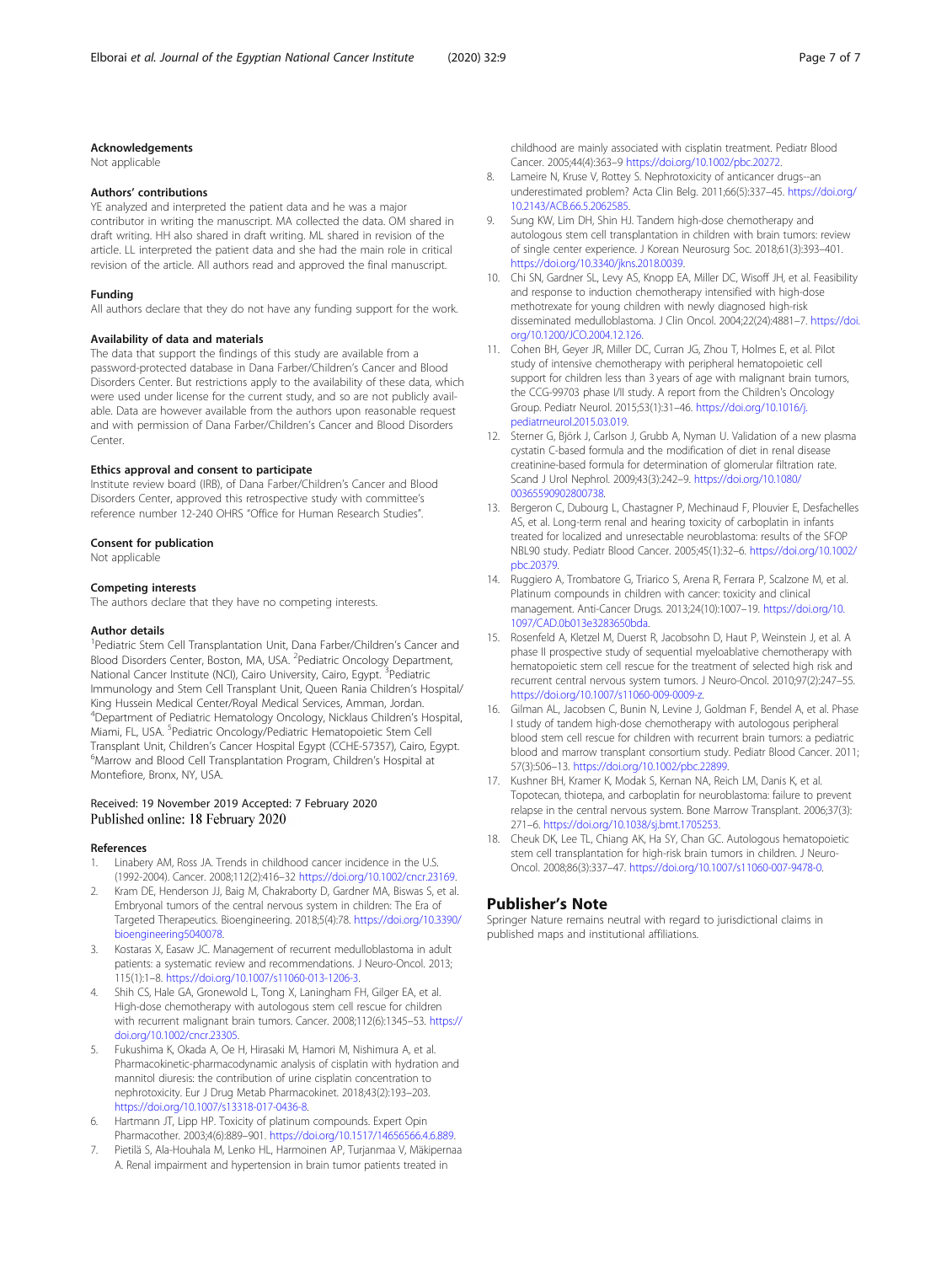### Acknowledgements

Not applicable

### Authors' contributions

YE analyzed and interpreted the patient data and he was a major contributor in writing the manuscript. MA collected the data. OM shared in draft writing. HH also shared in draft writing. ML shared in revision of the article. LL interpreted the patient data and she had the main role in critical revision of the article. All authors read and approved the final manuscript.

### Funding

All authors declare that they do not have any funding support for the work.

### Availability of data and materials

The data that support the findings of this study are available from a password-protected database in Dana Farber/Children's Cancer and Blood Disorders Center. But restrictions apply to the availability of these data, which were used under license for the current study, and so are not publicly available. Data are however available from the authors upon reasonable request and with permission of Dana Farber/Children's Cancer and Blood Disorders Center.

### Ethics approval and consent to participate

Institute review board (IRB), of Dana Farber/Children's Cancer and Blood Disorders Center, approved this retrospective study with committee's reference number 12-240 OHRS "Office for Human Research Studies".

### Consent for publication

Not applicable

### Competing interests

The authors declare that they have no competing interests.

### Author details

[1]Pediatric Stem Cell Transplantation Unit, Dana Farber/Children's Cancer and Blood Disorders Center, Boston, MA, USA. [2]Pediatric Oncology Department, National Cancer Institute (NCI), Cairo University, Cairo, Egypt. [3]Pediatric Immunology and Stem Cell Transplant Unit, Queen Rania Children's Hospital/King Hussein Medical Center/Royal Medical Services, Amman, Jordan. [4]Department of Pediatric Hematology Oncology, Nicklaus Children's Hospital, Miami, FL, USA. [5]Pediatric Oncology/Pediatric Hematopoietic Stem Cell Transplant Unit, Children's Cancer Hospital Egypt (CCHE-57357), Cairo, Egypt. [6]Marrow and Blood Cell Transplantation Program, Children's Hospital at Montefiore, Bronx, NY, USA.

Received: 19 November 2019 Accepted: 7 February 2020
Published online: 18 February 2020

### References

1. Linabery AM, Ross JA. Trends in childhood cancer incidence in the U.S. (1992-2004). Cancer. 2008;112(2):416–32 https://doi.org/10.1002/cncr.23169.
2. Kram DE, Henderson JJ, Baig M, Chakraborty D, Gardner MA, Biswas S, et al. Embryonal tumors of the central nervous system in children: The Era of Targeted Therapeutics. Bioengineering. 2018;5(4):78. https://doi.org/10.3390/bioengineering5040078.
3. Kostaras X, Easaw JC. Management of recurrent medulloblastoma in adult patients: a systematic review and recommendations. J Neuro-Oncol. 2013; 115(1):1–8. https://doi.org/10.1007/s11060-013-1206-3.
4. Shih CS, Hale GA, Gronewold L, Tong X, Laningham FH, Gilger EA, et al. High-dose chemotherapy with autologous stem cell rescue for children with recurrent malignant brain tumors. Cancer. 2008;112(6):1345–53. https://doi.org/10.1002/cncr.23305.
5. Fukushima K, Okada A, Oe H, Hirasaki M, Hamori M, Nishimura A, et al. Pharmacokinetic-pharmacodynamic analysis of cisplatin with hydration and mannitol diuresis: the contribution of urine cisplatin concentration to nephrotoxicity. Eur J Drug Metab Pharmacokinet. 2018;43(2):193–203. https://doi.org/10.1007/s13318-017-0436-8.
6. Hartmann JT, Lipp HP. Toxicity of platinum compounds. Expert Opin Pharmacother. 2003;4(6):889–901. https://doi.org/10.1517/14656566.4.6.889.
7. Pietilä S, Ala-Houhala M, Lenko HL, Harmoinen AP, Turjanmaa V, Mäkipernaa A. Renal impairment and hypertension in brain tumor patients treated in childhood are mainly associated with cisplatin treatment. Pediatr Blood Cancer. 2005;44(4):363–9 https://doi.org/10.1002/pbc.20272.
8. Lameire N, Kruse V, Rottey S. Nephrotoxicity of anticancer drugs--an underestimated problem? Acta Clin Belg. 2011;66(5):337–45. https://doi.org/10.2143/ACB.66.5.2062585.
9. Sung KW, Lim DH, Shin HJ. Tandem high-dose chemotherapy and autologous stem cell transplantation in children with brain tumors: review of single center experience. J Korean Neurosurg Soc. 2018;61(3):393–401. https://doi.org/10.3340/jkns.2018.0039.
10. Chi SN, Gardner SL, Levy AS, Knopp EA, Miller DC, Wisoff JH, et al. Feasibility and response to induction chemotherapy intensified with high-dose methotrexate for young children with newly diagnosed high-risk disseminated medulloblastoma. J Clin Oncol. 2004;22(24):4881–7. https://doi.org/10.1200/JCO.2004.12.126.
11. Cohen BH, Geyer JR, Miller DC, Curran JG, Zhou T, Holmes E, et al. Pilot study of intensive chemotherapy with peripheral hematopoietic cell support for children less than 3 years of age with malignant brain tumors, the CCG-99703 phase I/II study. A report from the Children's Oncology Group. Pediatr Neurol. 2015;53(1):31–46. https://doi.org/10.1016/j.pediatrneurol.2015.03.019.
12. Sterner G, Björk J, Carlson J, Grubb A, Nyman U. Validation of a new plasma cystatin C-based formula and the modification of diet in renal disease creatinine-based formula for determination of glomerular filtration rate. Scand J Urol Nephrol. 2009;43(3):242–9. https://doi.org/10.1080/00365590902800738.
13. Bergeron C, Dubourg L, Chastagner P, Mechinaud F, Plouvier E, Desfachelles AS, et al. Long-term renal and hearing toxicity of carboplatin in infants treated for localized and unresectable neuroblastoma: results of the SFOP NBL90 study. Pediatr Blood Cancer. 2005;45(1):32–6. https://doi.org/10.1002/pbc.20379.
14. Ruggiero A, Trombatore G, Triarico S, Arena R, Ferrara P, Scalzone M, et al. Platinum compounds in children with cancer: toxicity and clinical management. Anti-Cancer Drugs. 2013;24(10):1007–19. https://doi.org/10.1097/CAD.0b013e3283650bda.
15. Rosenfeld A, Kletzel M, Duerst R, Jacobsohn D, Haut P, Weinstein J, et al. A phase II prospective study of sequential myeloablative chemotherapy with hematopoietic stem cell rescue for the treatment of selected high risk and recurrent central nervous system tumors. J Neuro-Oncol. 2010;97(2):247–55. https://doi.org/10.1007/s11060-009-0009-z.
16. Gilman AL, Jacobsen C, Bunin N, Levine J, Goldman F, Bendel A, et al. Phase I study of tandem high-dose chemotherapy with autologous peripheral blood stem cell rescue for children with recurrent brain tumors: a pediatric blood and marrow transplant consortium study. Pediatr Blood Cancer. 2011; 57(3):506–13. https://doi.org/10.1002/pbc.22899.
17. Kushner BH, Kramer K, Modak S, Kernan NA, Reich LM, Danis K, et al. Topotecan, thiotepa, and carboplatin for neuroblastoma: failure to prevent relapse in the central nervous system. Bone Marrow Transplant. 2006;37(3): 271–6. https://doi.org/10.1038/sj.bmt.1705253.
18. Cheuk DK, Lee TL, Chiang AK, Ha SY, Chan GC. Autologous hematopoietic stem cell transplantation for high-risk brain tumors in children. J Neuro-Oncol. 2008;86(3):337–47. https://doi.org/10.1007/s11060-007-9478-0.

## Publisher's Note

Springer Nature remains neutral with regard to jurisdictional claims in published maps and institutional affiliations.